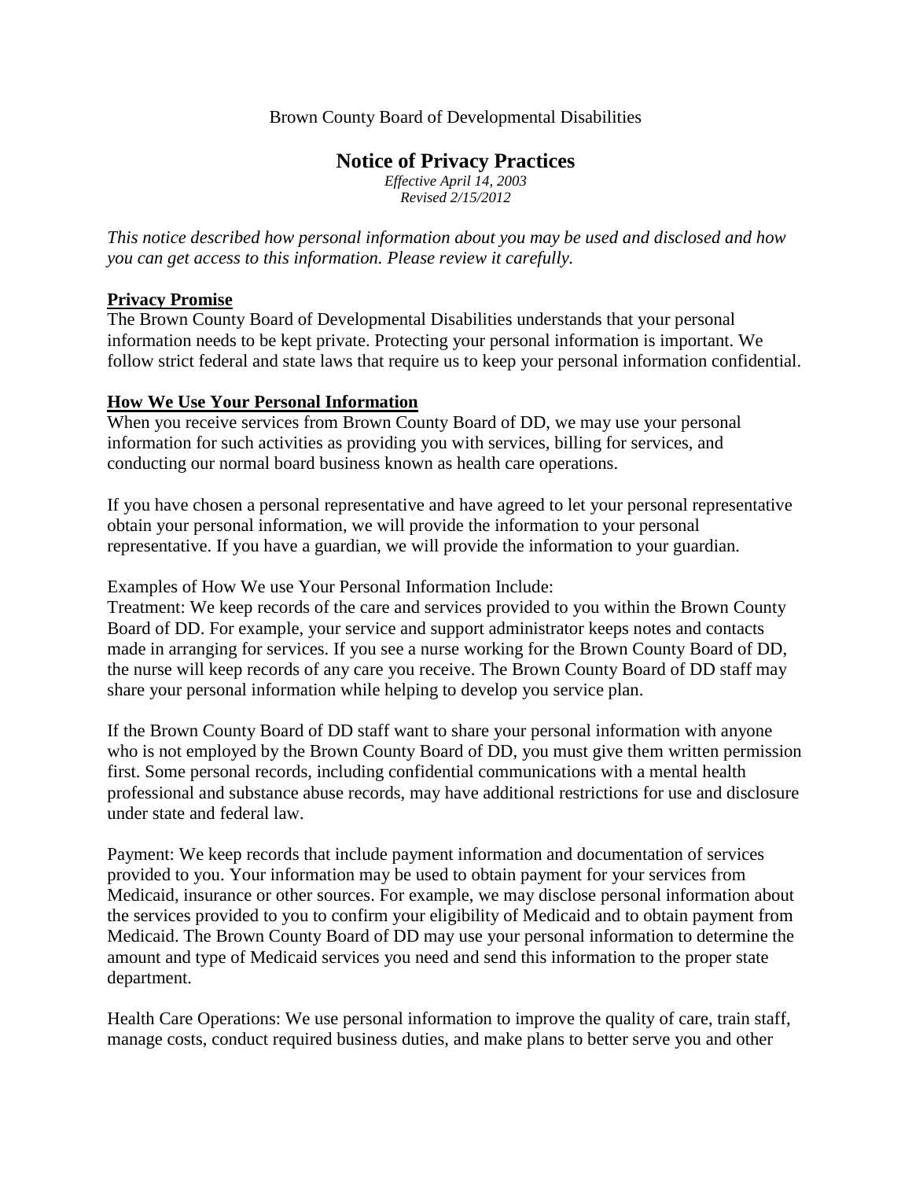Brown County Board of Developmental Disabilities

# Notice of Privacy Practices

*Effective April 14, 2003*
*Revised 2/15/2012*

*This notice described how personal information about you may be used and disclosed and how you can get access to this information. Please review it carefully.*

## Privacy Promise

The Brown County Board of Developmental Disabilities understands that your personal information needs to be kept private. Protecting your personal information is important. We follow strict federal and state laws that require us to keep your personal information confidential.

## How We Use Your Personal Information

When you receive services from Brown County Board of DD, we may use your personal information for such activities as providing you with services, billing for services, and conducting our normal board business known as health care operations.

If you have chosen a personal representative and have agreed to let your personal representative obtain your personal information, we will provide the information to your personal representative. If you have a guardian, we will provide the information to your guardian.

Examples of How We use Your Personal Information Include:
Treatment: We keep records of the care and services provided to you within the Brown County Board of DD. For example, your service and support administrator keeps notes and contacts made in arranging for services. If you see a nurse working for the Brown County Board of DD, the nurse will keep records of any care you receive. The Brown County Board of DD staff may share your personal information while helping to develop you service plan.

If the Brown County Board of DD staff want to share your personal information with anyone who is not employed by the Brown County Board of DD, you must give them written permission first. Some personal records, including confidential communications with a mental health professional and substance abuse records, may have additional restrictions for use and disclosure under state and federal law.

Payment: We keep records that include payment information and documentation of services provided to you. Your information may be used to obtain payment for your services from Medicaid, insurance or other sources. For example, we may disclose personal information about the services provided to you to confirm your eligibility of Medicaid and to obtain payment from Medicaid. The Brown County Board of DD may use your personal information to determine the amount and type of Medicaid services you need and send this information to the proper state department.

Health Care Operations: We use personal information to improve the quality of care, train staff, manage costs, conduct required business duties, and make plans to better serve you and other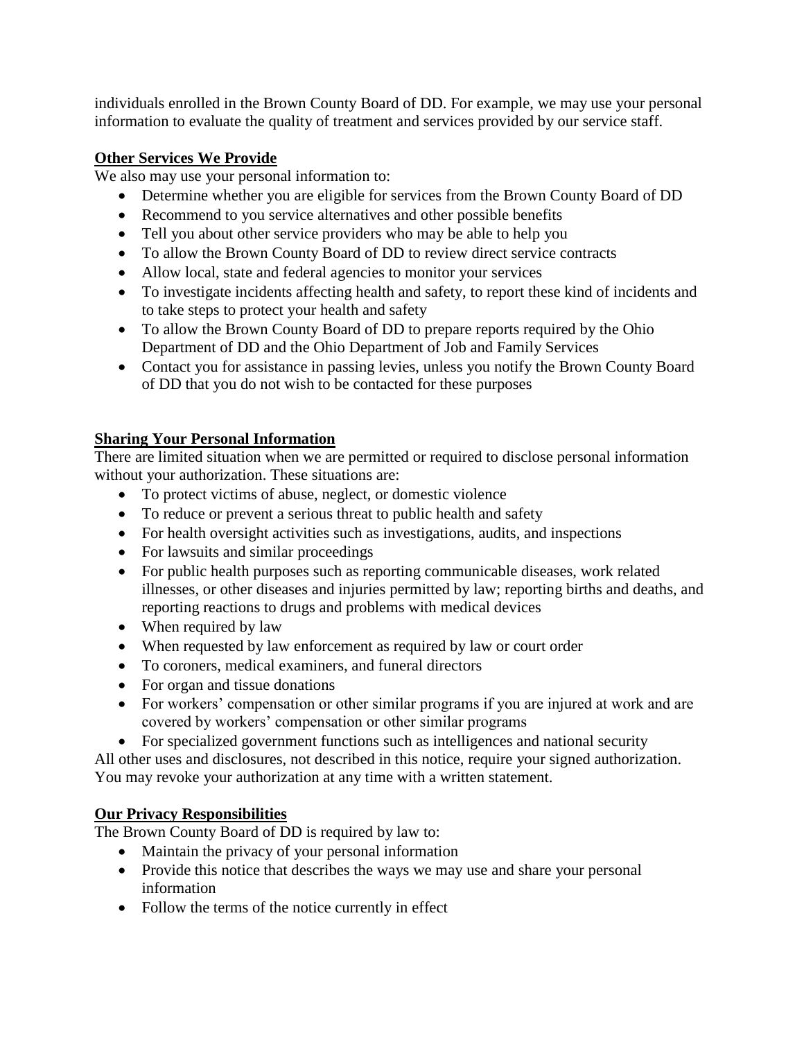individuals enrolled in the Brown County Board of DD. For example, we may use your personal information to evaluate the quality of treatment and services provided by our service staff.

## Other Services We Provide

We also may use your personal information to:

- Determine whether you are eligible for services from the Brown County Board of DD
- Recommend to you service alternatives and other possible benefits
- Tell you about other service providers who may be able to help you
- To allow the Brown County Board of DD to review direct service contracts
- Allow local, state and federal agencies to monitor your services
- To investigate incidents affecting health and safety, to report these kind of incidents and to take steps to protect your health and safety
- To allow the Brown County Board of DD to prepare reports required by the Ohio Department of DD and the Ohio Department of Job and Family Services
- Contact you for assistance in passing levies, unless you notify the Brown County Board of DD that you do not wish to be contacted for these purposes

## Sharing Your Personal Information

There are limited situation when we are permitted or required to disclose personal information without your authorization. These situations are:

- To protect victims of abuse, neglect, or domestic violence
- To reduce or prevent a serious threat to public health and safety
- For health oversight activities such as investigations, audits, and inspections
- For lawsuits and similar proceedings
- For public health purposes such as reporting communicable diseases, work related illnesses, or other diseases and injuries permitted by law; reporting births and deaths, and reporting reactions to drugs and problems with medical devices
- When required by law
- When requested by law enforcement as required by law or court order
- To coroners, medical examiners, and funeral directors
- For organ and tissue donations
- For workers' compensation or other similar programs if you are injured at work and are covered by workers' compensation or other similar programs
- For specialized government functions such as intelligences and national security

All other uses and disclosures, not described in this notice, require your signed authorization. You may revoke your authorization at any time with a written statement.

## Our Privacy Responsibilities

The Brown County Board of DD is required by law to:

- Maintain the privacy of your personal information
- Provide this notice that describes the ways we may use and share your personal information
- Follow the terms of the notice currently in effect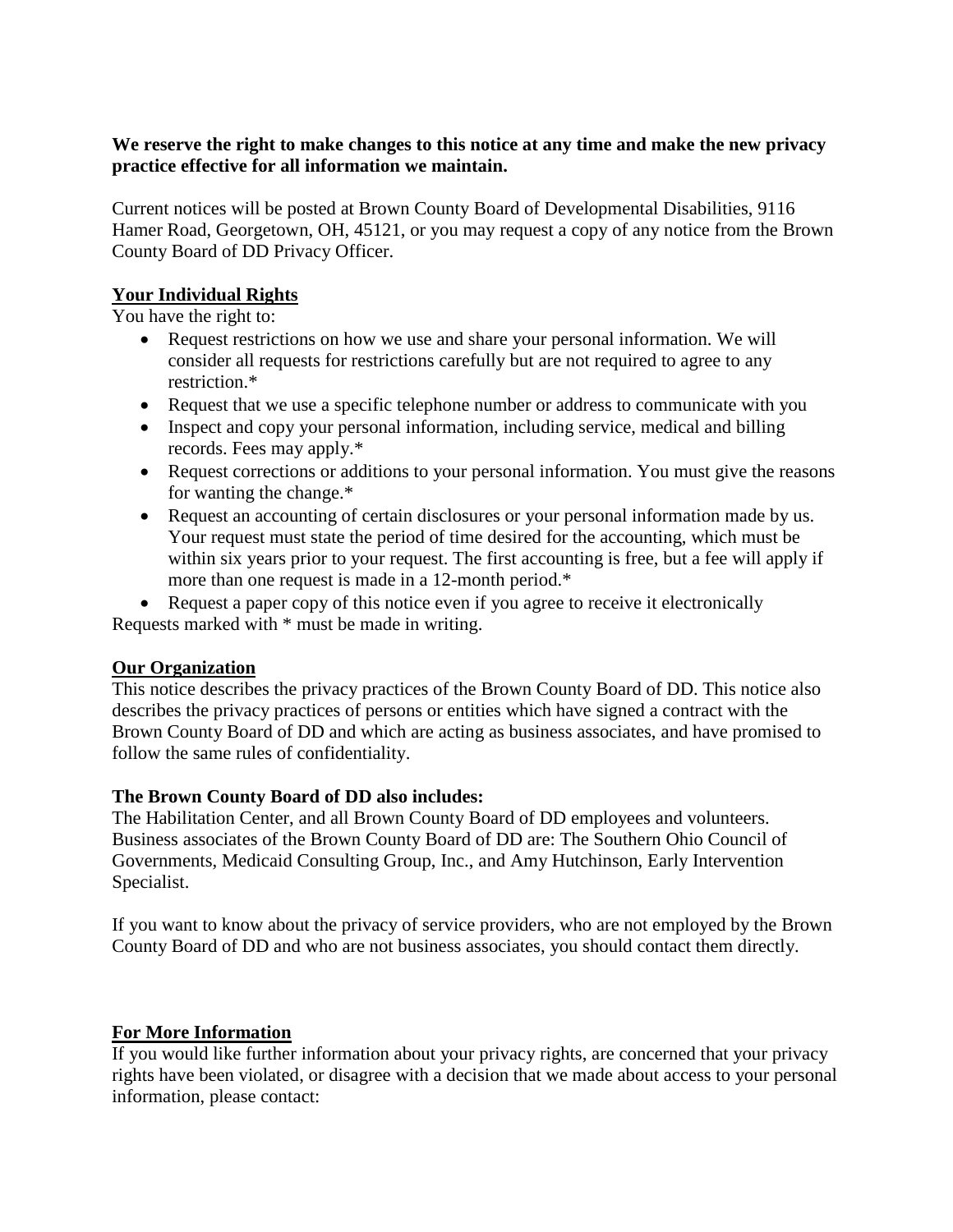**We reserve the right to make changes to this notice at any time and make the new privacy practice effective for all information we maintain.**

Current notices will be posted at Brown County Board of Developmental Disabilities, 9116 Hamer Road, Georgetown, OH, 45121, or you may request a copy of any notice from the Brown County Board of DD Privacy Officer.

## Your Individual Rights

You have the right to:

- Request restrictions on how we use and share your personal information. We will consider all requests for restrictions carefully but are not required to agree to any restriction.*
- Request that we use a specific telephone number or address to communicate with you
- Inspect and copy your personal information, including service, medical and billing records. Fees may apply.*
- Request corrections or additions to your personal information. You must give the reasons for wanting the change.*
- Request an accounting of certain disclosures or your personal information made by us. Your request must state the period of time desired for the accounting, which must be within six years prior to your request. The first accounting is free, but a fee will apply if more than one request is made in a 12-month period.*
- Request a paper copy of this notice even if you agree to receive it electronically

Requests marked with * must be made in writing.

## Our Organization

This notice describes the privacy practices of the Brown County Board of DD. This notice also describes the privacy practices of persons or entities which have signed a contract with the Brown County Board of DD and which are acting as business associates, and have promised to follow the same rules of confidentiality.

**The Brown County Board of DD also includes:**

The Habilitation Center, and all Brown County Board of DD employees and volunteers. Business associates of the Brown County Board of DD are: The Southern Ohio Council of Governments, Medicaid Consulting Group, Inc., and Amy Hutchinson, Early Intervention Specialist.

If you want to know about the privacy of service providers, who are not employed by the Brown County Board of DD and who are not business associates, you should contact them directly.

## For More Information

If you would like further information about your privacy rights, are concerned that your privacy rights have been violated, or disagree with a decision that we made about access to your personal information, please contact: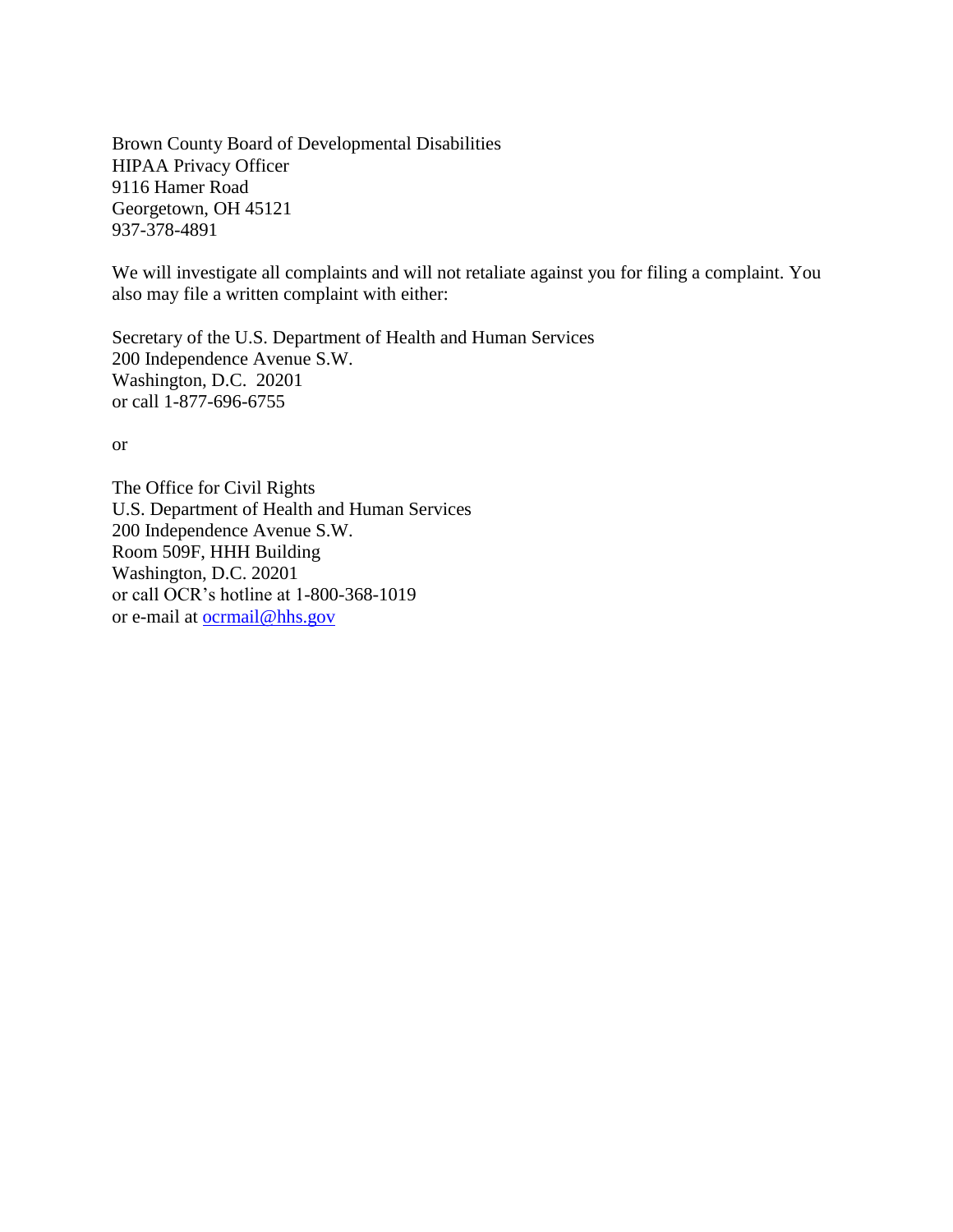Brown County Board of Developmental Disabilities
HIPAA Privacy Officer
9116 Hamer Road
Georgetown, OH 45121
937-378-4891

We will investigate all complaints and will not retaliate against you for filing a complaint. You also may file a written complaint with either:

Secretary of the U.S. Department of Health and Human Services
200 Independence Avenue S.W.
Washington, D.C. 20201
or call 1-877-696-6755

or

The Office for Civil Rights
U.S. Department of Health and Human Services
200 Independence Avenue S.W.
Room 509F, HHH Building
Washington, D.C. 20201
or call OCR's hotline at 1-800-368-1019
or e-mail at ocrmail@hhs.gov